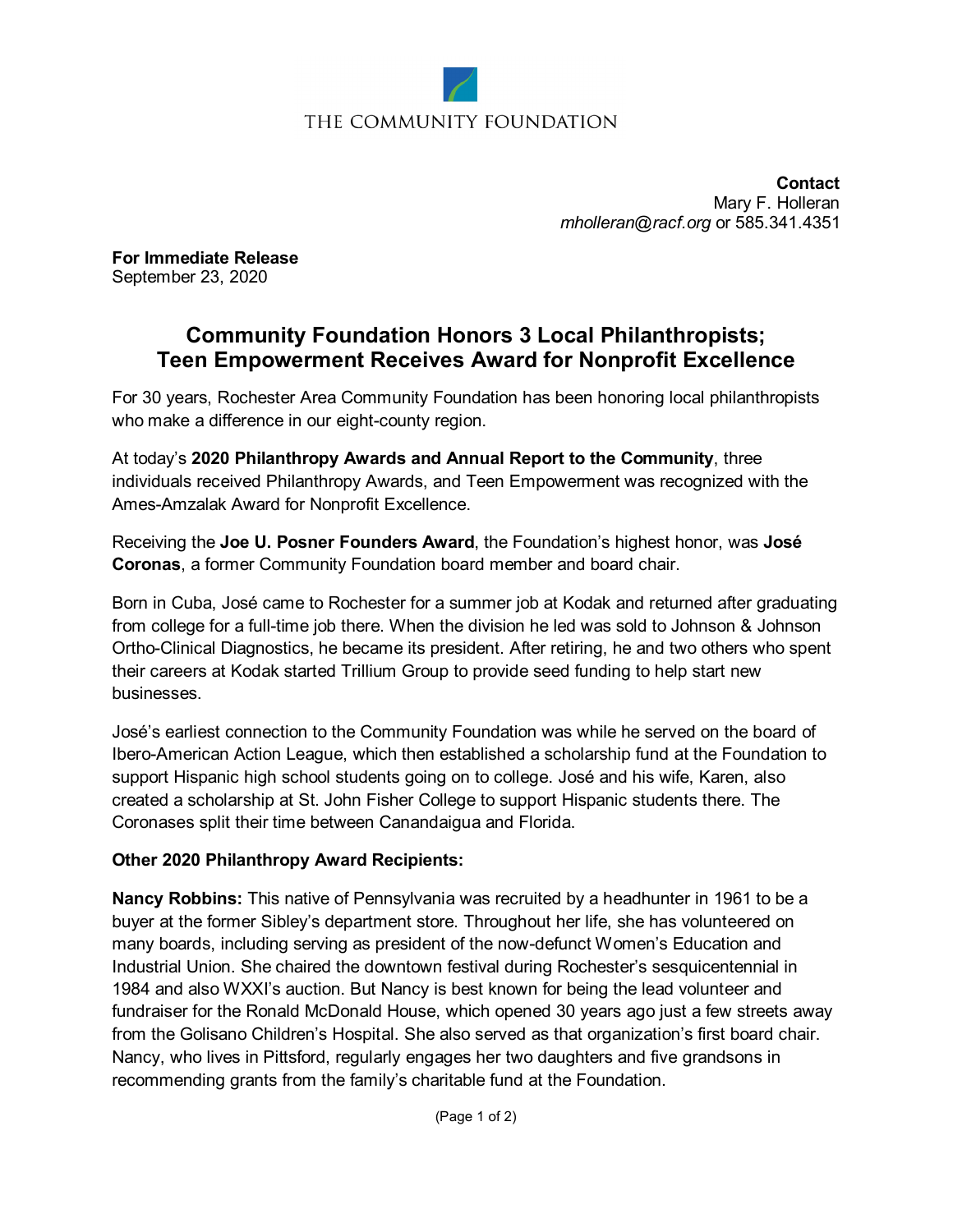THE COMMUNITY FOUNDATION

**Contact**
Mary F. Holleran
*mholleran@racf.org* or 585.341.4351

**For Immediate Release**
September 23, 2020

# Community Foundation Honors 3 Local Philanthropists; Teen Empowerment Receives Award for Nonprofit Excellence

For 30 years, Rochester Area Community Foundation has been honoring local philanthropists who make a difference in our eight-county region.

At today's **2020 Philanthropy Awards and Annual Report to the Community**, three individuals received Philanthropy Awards, and Teen Empowerment was recognized with the Ames-Amzalak Award for Nonprofit Excellence.

Receiving the **Joe U. Posner Founders Award**, the Foundation's highest honor, was **José Coronas**, a former Community Foundation board member and board chair.

Born in Cuba, José came to Rochester for a summer job at Kodak and returned after graduating from college for a full-time job there. When the division he led was sold to Johnson & Johnson Ortho-Clinical Diagnostics, he became its president. After retiring, he and two others who spent their careers at Kodak started Trillium Group to provide seed funding to help start new businesses.

José's earliest connection to the Community Foundation was while he served on the board of Ibero-American Action League, which then established a scholarship fund at the Foundation to support Hispanic high school students going on to college. José and his wife, Karen, also created a scholarship at St. John Fisher College to support Hispanic students there. The Coronases split their time between Canandaigua and Florida.

**Other 2020 Philanthropy Award Recipients:**

**Nancy Robbins:** This native of Pennsylvania was recruited by a headhunter in 1961 to be a buyer at the former Sibley's department store. Throughout her life, she has volunteered on many boards, including serving as president of the now-defunct Women's Education and Industrial Union. She chaired the downtown festival during Rochester's sesquicentennial in 1984 and also WXXI's auction. But Nancy is best known for being the lead volunteer and fundraiser for the Ronald McDonald House, which opened 30 years ago just a few streets away from the Golisano Children's Hospital. She also served as that organization's first board chair. Nancy, who lives in Pittsford, regularly engages her two daughters and five grandsons in recommending grants from the family's charitable fund at the Foundation.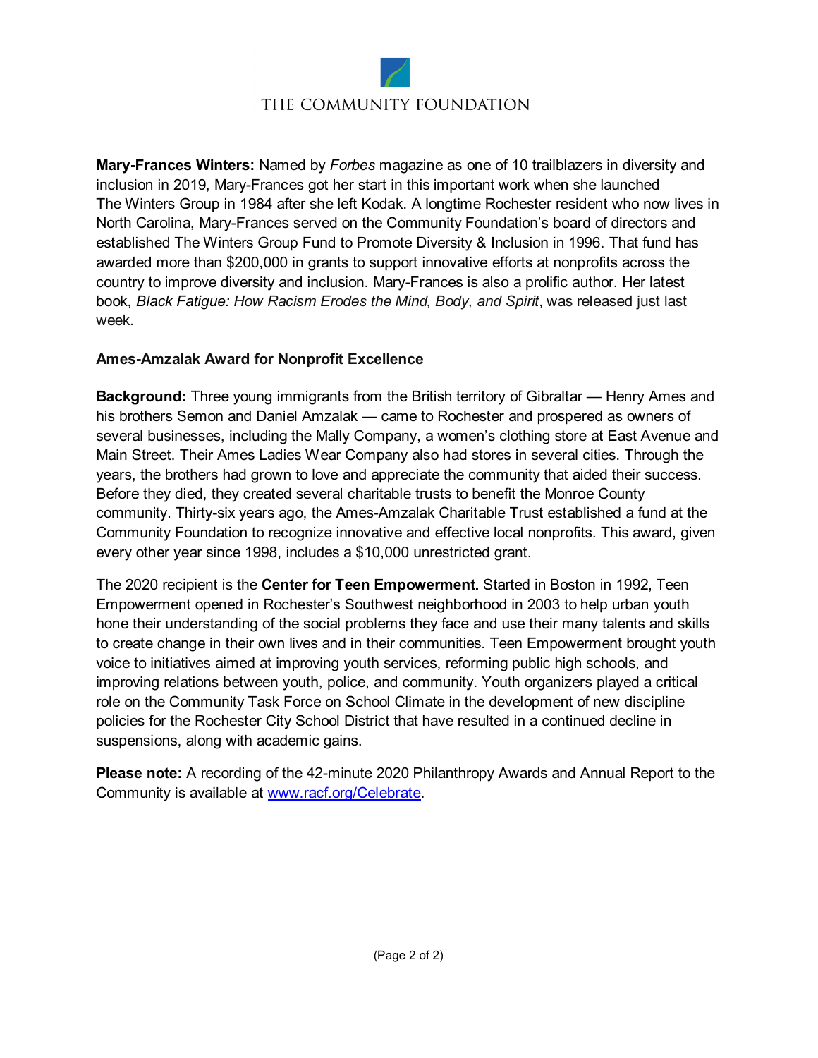**Mary-Frances Winters:** Named by *Forbes* magazine as one of 10 trailblazers in diversity and inclusion in 2019, Mary-Frances got her start in this important work when she launched The Winters Group in 1984 after she left Kodak. A longtime Rochester resident who now lives in North Carolina, Mary-Frances served on the Community Foundation's board of directors and established The Winters Group Fund to Promote Diversity & Inclusion in 1996. That fund has awarded more than $200,000 in grants to support innovative efforts at nonprofits across the country to improve diversity and inclusion. Mary-Frances is also a prolific author. Her latest book, *Black Fatigue: How Racism Erodes the Mind, Body, and Spirit*, was released just last week.

## Ames-Amzalak Award for Nonprofit Excellence

**Background:** Three young immigrants from the British territory of Gibraltar — Henry Ames and his brothers Semon and Daniel Amzalak — came to Rochester and prospered as owners of several businesses, including the Mally Company, a women's clothing store at East Avenue and Main Street. Their Ames Ladies Wear Company also had stores in several cities. Through the years, the brothers had grown to love and appreciate the community that aided their success. Before they died, they created several charitable trusts to benefit the Monroe County community. Thirty-six years ago, the Ames-Amzalak Charitable Trust established a fund at the Community Foundation to recognize innovative and effective local nonprofits. This award, given every other year since 1998, includes a $10,000 unrestricted grant.

The 2020 recipient is the **Center for Teen Empowerment.** Started in Boston in 1992, Teen Empowerment opened in Rochester's Southwest neighborhood in 2003 to help urban youth hone their understanding of the social problems they face and use their many talents and skills to create change in their own lives and in their communities. Teen Empowerment brought youth voice to initiatives aimed at improving youth services, reforming public high schools, and improving relations between youth, police, and community. Youth organizers played a critical role on the Community Task Force on School Climate in the development of new discipline policies for the Rochester City School District that have resulted in a continued decline in suspensions, along with academic gains.

**Please note:** A recording of the 42-minute 2020 Philanthropy Awards and Annual Report to the Community is available at [www.racf.org/Celebrate](http://www.racf.org/Celebrate).